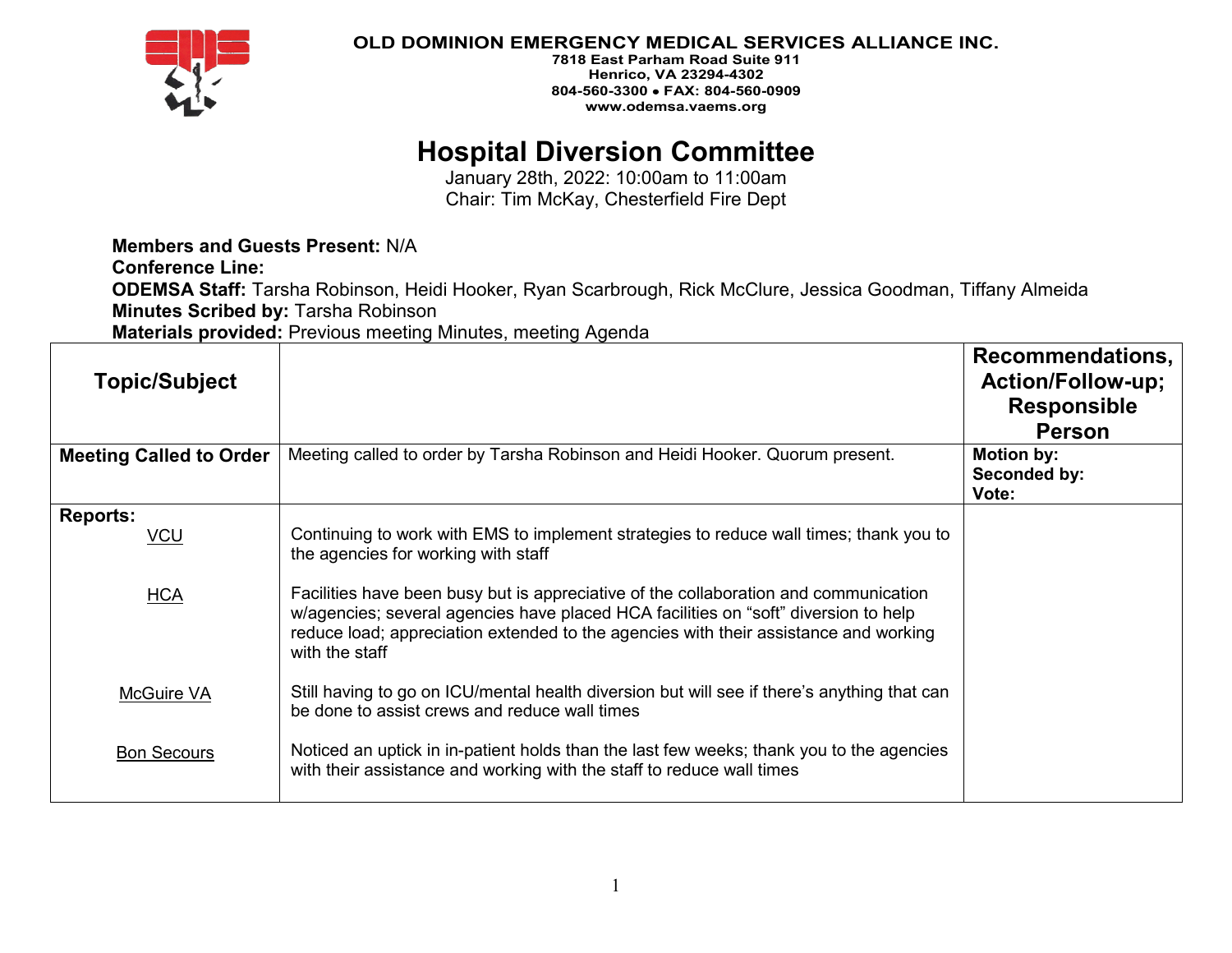**OLD DOMINION EMERGENCY MEDICAL SERVICES ALLIANCE INC.**
**7818 East Parham Road Suite 911**
**Henrico, VA 23294-4302**
**804-560-3300 • FAX: 804-560-0909**
**www.odemsa.vaems.org**

# Hospital Diversion Committee

January 28th, 2022: 10:00am to 11:00am
Chair: Tim McKay, Chesterfield Fire Dept

**Members and Guests Present:** N/A
**Conference Line:**
**ODEMSA Staff:** Tarsha Robinson, Heidi Hooker, Ryan Scarbrough, Rick McClure, Jessica Goodman, Tiffany Almeida
**Minutes Scribed by:** Tarsha Robinson
**Materials provided:** Previous meeting Minutes, meeting Agenda

| Topic/Subject | | Recommendations, Action/Follow-up; Responsible Person |
|---|---|---|
| **Meeting Called to Order** | Meeting called to order by Tarsha Robinson and Heidi Hooker. Quorum present. | **Motion by:**<br>**Seconded by:**<br>**Vote:** |
| **Reports:**<br>VCU | Continuing to work with EMS to implement strategies to reduce wall times; thank you to the agencies for working with staff | |
| HCA | Facilities have been busy but is appreciative of the collaboration and communication w/agencies; several agencies have placed HCA facilities on "soft" diversion to help reduce load; appreciation extended to the agencies with their assistance and working with the staff | |
| McGuire VA | Still having to go on ICU/mental health diversion but will see if there's anything that can be done to assist crews and reduce wall times | |
| Bon Secours | Noticed an uptick in in-patient holds than the last few weeks; thank you to the agencies with their assistance and working with the staff to reduce wall times | |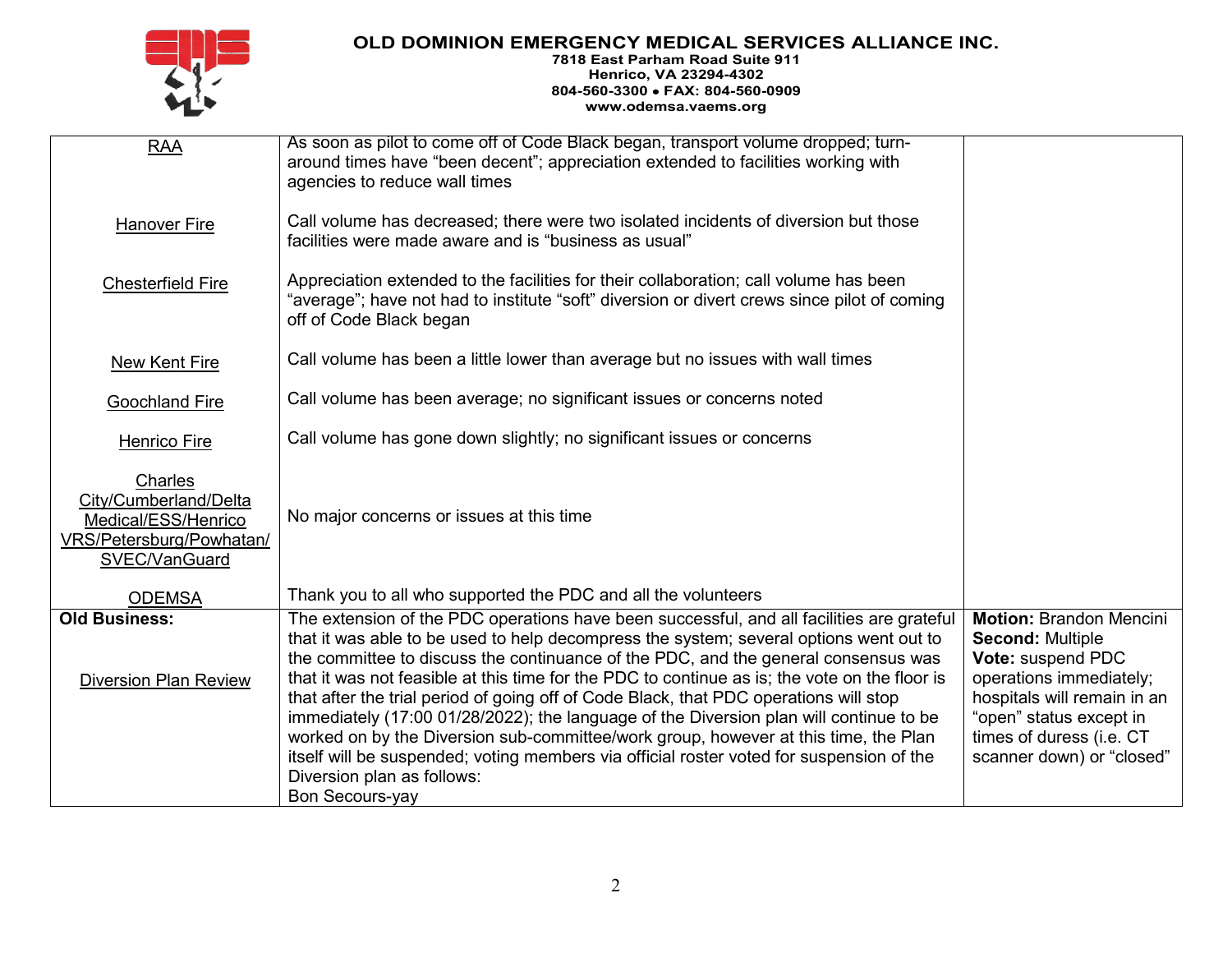| | | |
|---|---|---|
| RAA | As soon as pilot to come off of Code Black began, transport volume dropped; turn-around times have "been decent"; appreciation extended to facilities working with agencies to reduce wall times | |
| Hanover Fire | Call volume has decreased; there were two isolated incidents of diversion but those facilities were made aware and is "business as usual" | |
| Chesterfield Fire | Appreciation extended to the facilities for their collaboration; call volume has been "average"; have not had to institute "soft" diversion or divert crews since pilot of coming off of Code Black began | |
| New Kent Fire | Call volume has been a little lower than average but no issues with wall times | |
| Goochland Fire | Call volume has been average; no significant issues or concerns noted | |
| Henrico Fire | Call volume has gone down slightly; no significant issues or concerns | |
| Charles City/Cumberland/Delta Medical/ESS/Henrico VRS/Petersburg/Powhatan/SVEC/VanGuard | No major concerns or issues at this time | |
| ODEMSA | Thank you to all who supported the PDC and all the volunteers | |
| **Old Business:**<br><br>Diversion Plan Review | The extension of the PDC operations have been successful, and all facilities are grateful that it was able to be used to help decompress the system; several options went out to the committee to discuss the continuance of the PDC, and the general consensus was that it was not feasible at this time for the PDC to continue as is; the vote on the floor is that after the trial period of going off of Code Black, that PDC operations will stop immediately (17:00 01/28/2022); the language of the Diversion plan will continue to be worked on by the Diversion sub-committee/work group, however at this time, the Plan itself will be suspended; voting members via official roster voted for suspension of the Diversion plan as follows:<br>Bon Secours-yay | **Motion:** Brandon Mencini<br>**Second:** Multiple<br>**Vote:** suspend PDC operations immediately; hospitals will remain in an "open" status except in times of duress (i.e. CT scanner down) or "closed" |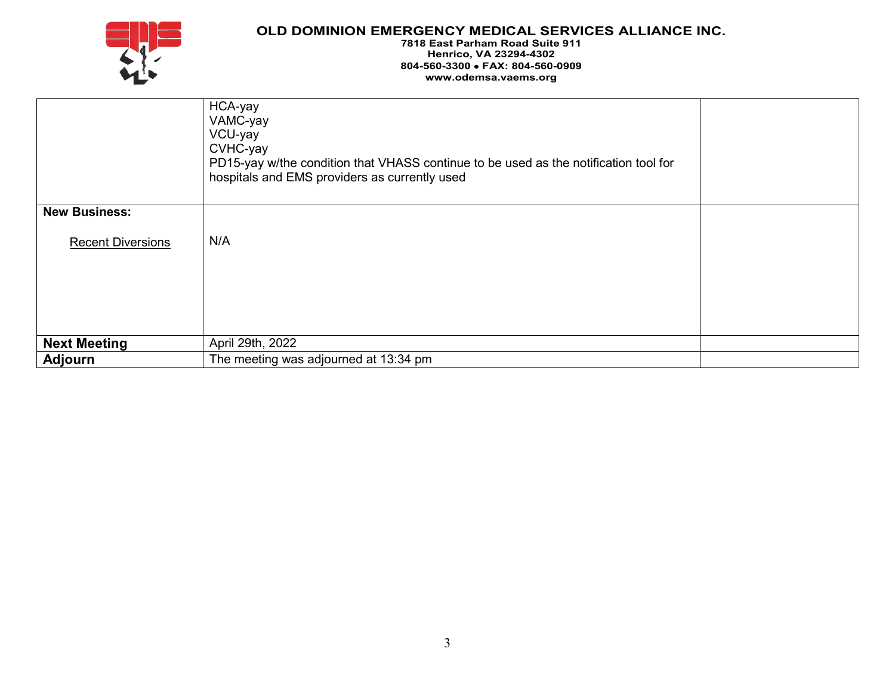**OLD DOMINION EMERGENCY MEDICAL SERVICES ALLIANCE INC.**
**7818 East Parham Road Suite 911**
**Henrico, VA 23294-4302**
**804-560-3300 • FAX: 804-560-0909**
**www.odemsa.vaems.org**

| | | |
|---|---|---|
| | HCA-yay<br>VAMC-yay<br>VCU-yay<br>CVHC-yay<br>PD15-yay w/the condition that VHASS continue to be used as the notification tool for hospitals and EMS providers as currently used | |
| **New Business:**<br><br>Recent Diversions | <br><br>N/A | |
| **Next Meeting** | April 29th, 2022 | |
| **Adjourn** | The meeting was adjourned at 13:34 pm | |